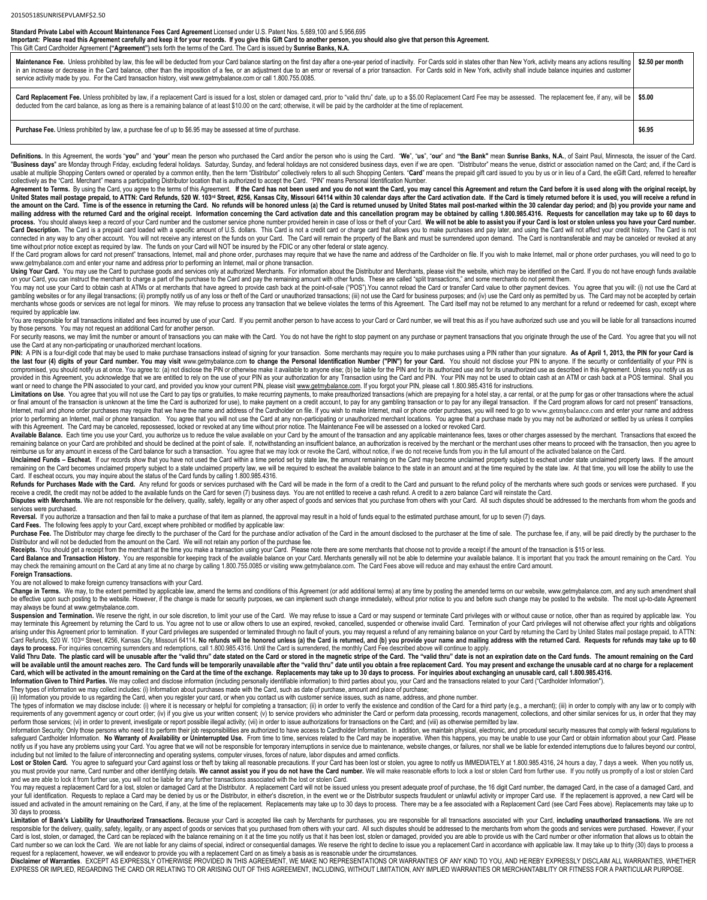20150518SUNRISEPVLAMF$2.50

**Standard Private Label with Account Maintenance Fees Card Agreement** Licensed under U.S. Patent Nos. 5,689,100 and 5,956,695
**Important: Please read this Agreement carefully and keep it for your records. If you give this Gift Card to another person, you should also give that person this Agreement.**
This Gift Card Cardholder Agreement **("Agreement")** sets forth the terms of the Card. The Card is issued by **Sunrise Banks, N.A.**

| | |
|---|---|
| **Maintenance Fee.** Unless prohibited by law, this fee will be deducted from your Card balance starting on the first day after a one-year period of inactivity. For Cards sold in states other than New York, activity means any actions resulting in an increase or decrease in the Card balance, other than the imposition of a fee, or an adjustment due to an error or reversal of a prior transaction. For Cards sold in New York, activity shall include balance inquiries and customer service activity made by you. For the Card transaction history, visit www.getmybalance.com or call 1.800.755.0085. | **$2.50 per month** |
| **Card Replacement Fee.** Unless prohibited by law, if a replacement Card is issued for a lost, stolen or damaged card, prior to "valid thru" date, up to a $5.00 Replacement Card Fee may be assessed. The replacement fee, if any, will be deducted from the card balance, as long as there is a remaining balance of at least $10.00 on the card; otherwise, it will be paid by the cardholder at the time of replacement. | **$5.00** |
| **Purchase Fee.** Unless prohibited by law, a purchase fee of up to $6.95 may be assessed at time of purchase. | **$6.95** |

**Definitions.** In this Agreement, the words "**you**" and "**your**" mean the person who purchased the Card and/or the person who is using the Card. "**We**", "**us**", "**our**" and **"the Bank"** mean **Sunrise Banks, N.A.**, of Saint Paul, Minnesota, the issuer of the Card. "**Business days**" are Monday through Friday, excluding federal holidays. Saturday, Sunday, and federal holidays are not considered business days, even if we are open. "Distributor" means the venue, district or association named on the Card; and, if the Card is usable at multiple Shopping Centers owned or operated by a common entity, then the term "Distributor" collectively refers to all such Shopping Centers. "**Card**" means the prepaid gift card issued to you by us or in lieu of a Card, the eGift Card, referred to hereafter collectively as the "Card. Merchant" means a participating Distributor location that is authorized to accept the Card. "PIN" means Personal Identification Number.

**Agreement to Terms.** By using the Card, you agree to the terms of this Agreement. **If the Card has not been used and you do not want the Card, you may cancel this Agreement and return the Card before it is used along with the original receipt, by United States mail postage prepaid, to ATTN: Card Refunds, 520 W. 103rd Street, #256, Kansas City, Missouri 64114 within 30 calendar days after the Card activation date. If the Card is timely returned before it is used, you will receive a refund in the amount on the Card. Time is of the essence in returning the Card. No refunds will be honored unless (a) the Card is returned unused by United States mail post-marked within the 30 calendar day period; and (b) you provide your name and mailing address with the returned Card and the original receipt. Information concerning the Card activation date and this cancellation program may be obtained by calling 1.800.985.4316. Requests for cancellation may take up to 60 days to process.** You should always keep a record of your Card number and the customer service phone number provided herein in case of loss or theft of your Card. **We will not be able to assist you if your Card is lost or stolen unless you have your Card number.**

**Card Description.** The Card is a prepaid card loaded with a specific amount of U.S. dollars. This Card is not a credit card or charge card that allows you to make purchases and pay later, and using the Card will not affect your credit history. The Card is not connected in any way to any other account. You will not receive any interest on the funds on your Card. The Card will remain the property of the Bank and must be surrendered upon demand. The Card is nontransferable and may be canceled or revoked at any time without prior notice except as required by law. The funds on your Card will NOT be insured by the FDIC or any other federal or state agency.

If the Card program allows for card not present" transactions, Internet, mail and phone order, purchases may require that we have the name and address of the Cardholder on file. If you wish to make Internet, mail or phone order purchases, you will need to go to www.getmybalance.com and enter your name and address prior to performing an Internet, mail or phone transaction.

**Using Your Card.** You may use the Card to purchase goods and services only at authorized Merchants. For information about the Distributor and Merchants, please visit the website, which may be identified on the Card. If you do not have enough funds available on your Card, you can instruct the merchant to charge a part of the purchase to the Card and pay the remaining amount with other funds. These are called "split transactions," and some merchants do not permit them.

You may not use your Card to obtain cash at ATMs or at merchants that have agreed to provide cash back at the point-of-sale ("POS").You cannot reload the Card or transfer Card value to other payment devices. You agree that you will: (i) not use the Card at gambling websites or for any illegal transactions; (ii) promptly notify us of any loss or theft of the Card or unauthorized transactions; (iii) not use the Card for business purposes; and (iv) use the Card only as permitted by us. The Card may not be accepted by certain merchants whose goods or services are not legal for minors. We may refuse to process any transaction that we believe violates the terms of this Agreement. The Card itself may not be returned to any merchant for a refund or redeemed for cash, except where required by applicable law.

You are responsible for all transactions initiated and fees incurred by use of your Card. If you permit another person to have access to your Card or Card number, we will treat this as if you have authorized such use and you will be liable for all transactions incurred by those persons. You may not request an additional Card for another person.

For security reasons, we may limit the number or amount of transactions you can make with the Card. You do not have the right to stop payment on any purchase or payment transactions that you originate through the use of the Card. You agree that you will not use the Card at any non-participating or unauthorized merchant locations.

**PIN:** A PIN is a four-digit code that may be used to make purchase transactions instead of signing for your transaction. Some merchants may require you to make purchases using a PIN rather than your signature. **As of April 1, 2013, the PIN for your Card is the last four (4) digits of your Card number. You may visit** www.getmybalance.com **to change the Personal Identification Number ("PIN") for your Card.** You should not disclose your PIN to anyone. If the security or confidentiality of your PIN is compromised, you should notify us at once. You agree to: (a) not disclose the PIN or otherwise make it available to anyone else; (b) be liable for the PIN and for its authorized use and for its unauthorized use as described in this Agreement. Unless you notify us as provided in this Agreement, you acknowledge that we are entitled to rely on the use of your PIN as your authorization for any Transaction using the Card and PIN. Your PIN may not be used to obtain cash at an ATM or cash back at a POS terminal. Shall you want or need to change the PIN associated to your card, and provided you know your current PIN, please visit www.getmybalance.com. If you forgot your PIN, please call 1.800.985.4316 for instructions.

**Limitations on Use**. You agree that you will not use the Card to pay tips or gratuities, to make recurring payments, to make preauthorized transactions (which are prepaying for a hotel stay, a car rental, or at the pump for gas or other transactions where the actual or final amount of the transaction is unknown at the time the Card is authorized for use), to make payment on a credit account, to pay for any gambling transaction or to pay for any illegal transaction. If the Card program allows for card not present" transactions, Internet, mail and phone order purchases may require that we have the name and address of the Cardholder on file. If you wish to make Internet, mail or phone order purchases, you will need to go to www.getmybalance.com and enter your name and address prior to performing an Internet, mail or phone transaction. You agree that you will not use the Card at any non-participating or unauthorized merchant locations. You agree that a purchase made by you may not be authorized or settled by us unless it complies with this Agreement. The Card may be canceled, repossessed, locked or revoked at any time without prior notice. The Maintenance Fee will be assessed on a locked or revoked Card.

**Available Balance.** Each time you use your Card, you authorize us to reduce the value available on your Card by the amount of the transaction and any applicable maintenance fees, taxes or other charges assessed by the merchant. Transactions that exceed the remaining balance on your Card are prohibited and should be declined at the point of sale. If, notwithstanding an insufficient balance, an authorization is received by the merchant or the merchant uses other means to proceed with the transaction, then you agree to reimburse us for any amount in excess of the Card balance for such a transaction. You agree that we may lock or revoke the Card, without notice, if we do not receive funds from you in the full amount of the activated balance on the Card.

**Unclaimed Funds – Escheat.** If our records show that you have not used the Card within a time period set by state law, the amount remaining on the Card may become unclaimed property subject to escheat under state unclaimed property laws. If the amount remaining on the Card becomes unclaimed property subject to a state unclaimed property law, we will be required to escheat the available balance to the state in an amount and at the time required by the state law. At that time, you will lose the ability to use the Card. If escheat occurs, you may inquire about the status of the Card funds by calling 1.800.985.4316.

**Refunds for Purchases Made with the Card.** Any refund for goods or services purchased with the Card will be made in the form of a credit to the Card and pursuant to the refund policy of the merchants where such goods or services were purchased. If you receive a credit, the credit may not be added to the available funds on the Card for seven (7) business days. You are not entitled to receive a cash refund. A credit to a zero balance Card will reinstate the Card.

**Disputes with Merchants.** We are not responsible for the delivery, quality, safety, legality or any other aspect of goods and services that you purchase from others with your Card. All such disputes should be addressed to the merchants from whom the goods and services were purchased.

**Reversal.** If you authorize a transaction and then fail to make a purchase of that item as planned, the approval may result in a hold of funds equal to the estimated purchase amount, for up to seven (7) days.

**Card Fees.** The following fees apply to your Card, except where prohibited or modified by applicable law:

**Purchase Fee.** The Distributor may charge fee directly to the purchaser of the Card for the purchase and/or activation of the Card in the amount disclosed to the purchaser at the time of sale. The purchase fee, if any, will be paid directly by the purchaser to the Distributor and will not be deducted from the amount on the Card. We will not retain any portion of the purchase fee.

**Receipts.** You should get a receipt from the merchant at the time you make a transaction using your Card. Please note there are some merchants that choose not to provide a receipt if the amount of the transaction is $15 or less.

**Card Balance and Transaction History.** You are responsible for keeping track of the available balance on your Card. Merchants generally will not be able to determine your available balance. It is important that you track the amount remaining on the Card. You may check the remaining amount on the Card at any time at no charge by calling 1.800.755.0085 or visiting www.getmybalance.com. The Card Fees above will reduce and may exhaust the entire Card amount.

**Foreign Transactions.**

You are not allowed to make foreign currency transactions with your Card.

**Change in Terms.** We may, to the extent permitted by applicable law, amend the terms and conditions of this Agreement (or add additional terms) at any time by posting the amended terms on our website, www.getmybalance.com, and any such amendment shall be effective upon such posting to the website. However, if the change is made for security purposes, we can implement such change immediately, without prior notice to you and before such change may be posted to the website. The most up-to-date Agreement may always be found at www.getmybalance.com.

**Suspension and Termination.** We reserve the right, in our sole discretion, to limit your use of the Card. We may refuse to issue a Card or may suspend or terminate Card privileges with or without cause or notice, other than as required by applicable law. You may terminate this Agreement by returning the Card to us. You agree not to use or allow others to use an expired, revoked, cancelled, suspended or otherwise invalid Card. Termination of your Card privileges will not otherwise affect your rights and obligations arising under this Agreement prior to termination. If your Card privileges are suspended or terminated through no fault of yours, you may request a refund of any remaining balance on your Card by returning the Card by United States mail postage prepaid, to ATTN: Card Refunds, 520 W. 103rd Street, #256, Kansas City, Missouri 64114. **No refunds will be honored unless (a) the Card is returned, and (b) you provide your name and mailing address with the returned Card. Requests for refunds may take up to 60 days to process.** For inquiries concerning surrenders and redemptions, call 1.800.985.4316. Until the Card is surrendered, the monthly Card Fee described above will continue to apply.

**Valid Thru Date. The plastic card will be unusable after the "valid thru" date stated on the Card or stored in the magnetic stripe of the Card. The "valid thru" date is not an expiration date on the Card funds. The amount remaining on the Card will be available until the amount reaches zero. The Card funds will be temporarily unavailable after the "valid thru" date until you obtain a free replacement Card. You may present and exchange the unusable card at no charge for a replacement Card, which will be activated in the amount remaining on the Card at the time of the exchange. Replacements may take up to 30 days to process. For inquiries about exchanging an unusable card, call 1.800.985.4316.**

**Information Given to Third Parties.** We may collect and disclose information (including personally identifiable information) to third parties about you, your Card and the transactions related to your Card ("Cardholder Information").

They types of information we may collect includes: (i) Information about purchases made with the Card, such as date of purchase, amount and place of purchase;

(ii) Information you provide to us regarding the Card, when you register your card, or when you contact us with customer service issues, such as name, address, and phone number.

The types of information we may disclose include: (i) where it is necessary or helpful for completing a transaction; (ii) in order to verify the existence and condition of the Card for a third party (e.g., a merchant); (iii) in order to comply with any law or to comply with requirements of any government agency or court order; (iv) if you give us your written consent; (v) to service providers who administer the Card or perform data processing, records management, collections, and other similar services for us, in order that they may perform those services; (vi) in order to prevent, investigate or report possible illegal activity; (vii) in order to issue authorizations for transactions on the Card; and (viii) as otherwise permitted by law.

Information Security: Only those persons who need it to perform their job responsibilities are authorized to have access to Cardholder Information. In addition, we maintain physical, electronic, and procedural security measures that comply with federal regulations to safeguard Cardholder Information. **No Warranty of Availability or Uninterrupted Use.** From time to time, services related to the Card may be inoperative. When this happens, you may be unable to use your Card or obtain information about your Card. Please notify us if you have any problems using your Card. You agree that we will not be responsible for temporary interruptions in service due to maintenance, website changes, or failures, nor shall we be liable for extended interruptions due to failures beyond our control, including but not limited to the failure of interconnecting and operating systems, computer viruses, forces of nature, labor disputes and armed conflicts.

**Lost or Stolen Card.** You agree to safeguard your Card against loss or theft by taking all reasonable precautions. If your Card has been lost or stolen, you agree to notify us IMMEDIATELY at 1.800.985.4316, 24 hours a day, 7 days a week. When you notify us, you must provide your name, Card number and other identifying details. **We cannot assist you if you do not have the Card number.** We will make reasonable efforts to lock a lost or stolen Card from further use. If you notify us promptly of a lost or stolen Card and we are able to lock it from further use, you will not be liable for any further transactions associated with the lost or stolen Card.

You may request a replacement Card for a lost, stolen or damaged Card at the Distributor. A replacement Card will not be issued unless you present adequate proof of purchase, the 16 digit Card number, the damaged Card, in the case of a damaged Card, and your full identification. Requests to replace a Card may be denied by us or the Distributor, in either's discretion, in the event we or the Distributor suspects fraudulent or unlawful activity or improper Card use. If the replacement is approved, a new Card will be issued and activated in the amount remaining on the Card, if any, at the time of the replacement. Replacements may take up to 30 days to process. There may be a fee associated with a Replacement Card (see Card Fees above). Replacements may take up to 30 days to process.

**Limitation of Bank's Liability for Unauthorized Transactions.** Because your Card is accepted like cash by Merchants for purchases, you are responsible for all transactions associated with your Card, **including unauthorized transactions.** We are not responsible for the delivery, quality, safety, legality, or any aspect of goods or services that you purchased from others with your card. All such disputes should be addressed to the merchants from whom the goods and services were purchased. However, if your Card is lost, stolen, or damaged, the Card can be replaced with the balance remaining on it at the time you notify us that it has been lost, stolen or damaged, provided you are able to provide us with the Card number or other information that allows us to obtain the Card number so we can lock the Card. We are not liable for any claims of special, indirect or consequential damages. We reserve the right to decline to issue you a replacement Card in accordance with applicable law. It may take up to thirty (30) days to process a request for a replacement, however, we will endeavor to provide you with a replacement Card on as timely a basis as is reasonable under the circumstances.

**Disclaimer of Warranties**. EXCEPT AS EXPRESSLY OTHERWISE PROVIDED IN THIS AGREEMENT, WE MAKE NO REPRESENTATIONS OR WARRANTIES OF ANY KIND TO YOU, AND HEREBY EXPRESSLY DISCLAIM ALL WARRANTIES, WHETHER EXPRESS OR IMPLIED, REGARDING THE CARD OR RELATING TO OR ARISING OUT OF THIS AGREEMENT, INCLUDING, WITHOUT LIMITATION, ANY IMPLIED WARRANTIES OR MERCHANTABILITY OR FITNESS FOR A PARTICULAR PURPOSE.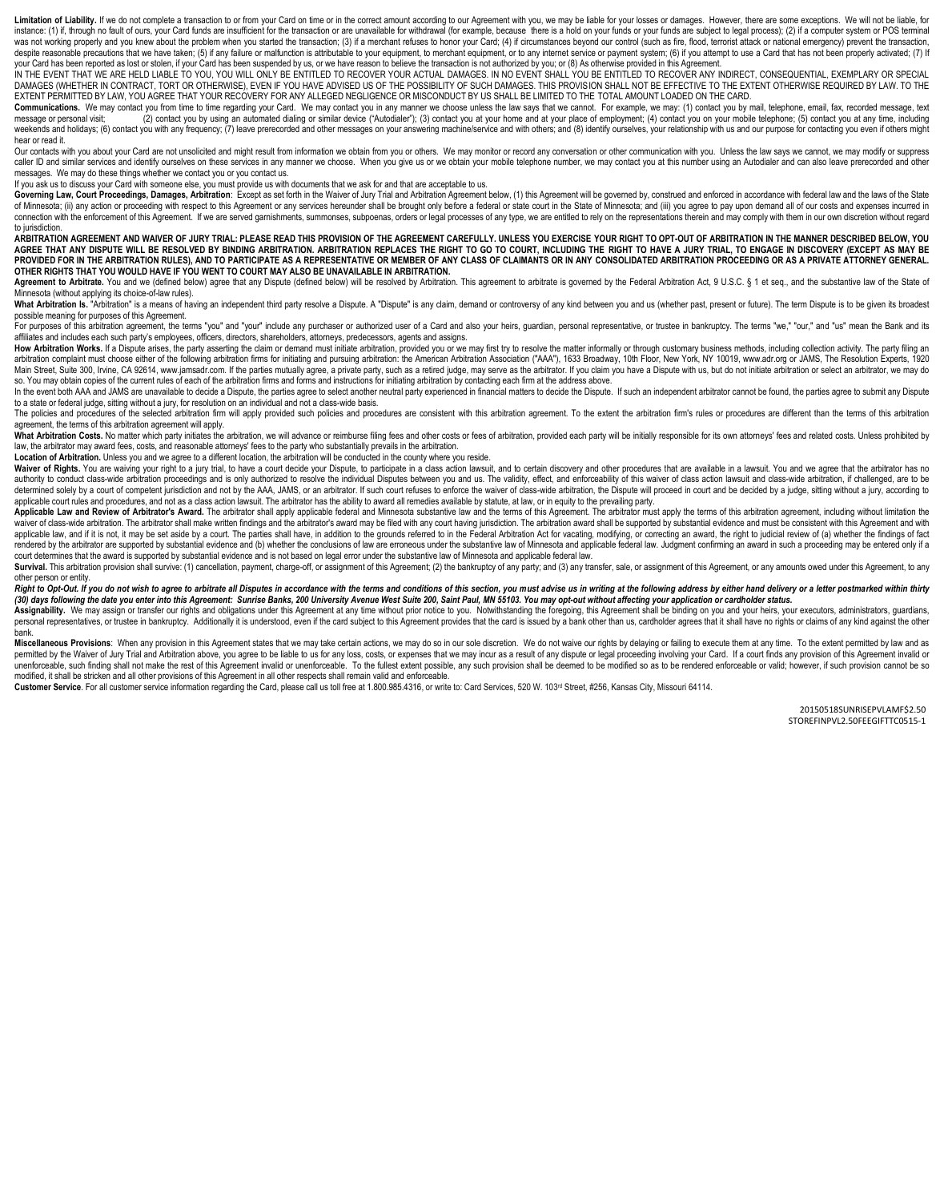**Limitation of Liability.** If we do not complete a transaction to or from your Card on time or in the correct amount according to our Agreement with you, we may be liable for your losses or damages. However, there are some exceptions. We will not be liable, for instance: (1) if, through no fault of ours, your Card funds are insufficient for the transaction or are unavailable for withdrawal (for example, because there is a hold on your funds or your funds are subject to legal process); (2) if a computer system or POS terminal was not working properly and you knew about the problem when you started the transaction; (3) if a merchant refuses to honor your Card; (4) if circumstances beyond our control (such as fire, flood, terrorist attack or national emergency) prevent the transaction, despite reasonable precautions that we have taken; (5) if any failure or malfunction is attributable to your equipment, to merchant equipment, or to any internet service or payment system; (6) if you attempt to use a Card that has not been properly activated; (7) If your Card has been reported as lost or stolen, if your Card has been suspended by us, or we have reason to believe the transaction is not authorized by you; or (8) As otherwise provided in this Agreement.

IN THE EVENT THAT WE ARE HELD LIABLE TO YOU, YOU WILL ONLY BE ENTITLED TO RECOVER YOUR ACTUAL DAMAGES. IN NO EVENT SHALL YOU BE ENTITLED TO RECOVER ANY INDIRECT, CONSEQUENTIAL, EXEMPLARY OR SPECIAL DAMAGES (WHETHER IN CONTRACT, TORT OR OTHERWISE), EVEN IF YOU HAVE ADVISED US OF THE POSSIBILITY OF SUCH DAMAGES. THIS PROVISION SHALL NOT BE EFFECTIVE TO THE EXTENT OTHERWISE REQUIRED BY LAW. TO THE EXTENT PERMITTED BY LAW, YOU AGREE THAT YOUR RECOVERY FOR ANY ALLEGED NEGLIGENCE OR MISCONDUCT BY US SHALL BE LIMITED TO THE TOTAL AMOUNT LOADED ON THE CARD.

**Communications.** We may contact you from time to time regarding your Card. We may contact you in any manner we choose unless the law says that we cannot. For example, we may: (1) contact you by mail, telephone, email, fax, recorded message, text message or personal visit; (2) contact you by using an automated dialing or similar device ("Autodialer"); (3) contact you at your home and at your place of employment; (4) contact you on your mobile telephone; (5) contact you at any time, including weekends and holidays; (6) contact you with any frequency; (7) leave prerecorded and other messages on your answering machine/service and with others; and (8) identify ourselves, your relationship with us and our purpose for contacting you even if others might hear or read it.

Our contacts with you about your Card are not unsolicited and might result from information we obtain from you or others. We may monitor or record any conversation or other communication with you. Unless the law says we cannot, we may modify or suppress caller ID and similar services and identify ourselves on these services in any manner we choose. When you give us or we obtain your mobile telephone number, we may contact you at this number using an Autodialer and can also leave prerecorded and other messages. We may do these things whether we contact you or you contact us.

If you ask us to discuss your Card with someone else, you must provide us with documents that we ask for and that are acceptable to us.

**Governing Law, Court Proceedings, Damages, Arbitration**: Except as set forth in the Waiver of Jury Trial and Arbitration Agreement below, (1) this Agreement will be governed by, construed and enforced in accordance with federal law and the laws of the State of Minnesota; (ii) any action or proceeding with respect to this Agreement or any services hereunder shall be brought only before a federal or state court in the State of Minnesota; and (iii) you agree to pay upon demand all of our costs and expenses incurred in connection with the enforcement of this Agreement. If we are served garnishments, summonses, subpoenas, orders or legal processes of any type, we are entitled to rely on the representations therein and may comply with them in our own discretion without regard to jurisdiction.

**ARBITRATION AGREEMENT AND WAIVER OF JURY TRIAL: PLEASE READ THIS PROVISION OF THE AGREEMENT CAREFULLY. UNLESS YOU EXERCISE YOUR RIGHT TO OPT-OUT OF ARBITRATION IN THE MANNER DESCRIBED BELOW, YOU AGREE THAT ANY DISPUTE WILL BE RESOLVED BY BINDING ARBITRATION. ARBITRATION REPLACES THE RIGHT TO GO TO COURT, INCLUDING THE RIGHT TO HAVE A JURY TRIAL, TO ENGAGE IN DISCOVERY (EXCEPT AS MAY BE PROVIDED FOR IN THE ARBITRATION RULES), AND TO PARTICIPATE AS A REPRESENTATIVE OR MEMBER OF ANY CLASS OF CLAIMANTS OR IN ANY CONSOLIDATED ARBITRATION PROCEEDING OR AS A PRIVATE ATTORNEY GENERAL. OTHER RIGHTS THAT YOU WOULD HAVE IF YOU WENT TO COURT MAY ALSO BE UNAVAILABLE IN ARBITRATION.**

**Agreement to Arbitrate.** You and we (defined below) agree that any Dispute (defined below) will be resolved by Arbitration. This agreement to arbitrate is governed by the Federal Arbitration Act, 9 U.S.C. § 1 et seq., and the substantive law of the State of Minnesota (without applying its choice-of-law rules).

**What Arbitration Is.** "Arbitration" is a means of having an independent third party resolve a Dispute. A "Dispute" is any claim, demand or controversy of any kind between you and us (whether past, present or future). The term Dispute is to be given its broadest possible meaning for purposes of this Agreement.

For purposes of this arbitration agreement, the terms "you" and "your" include any purchaser or authorized user of a Card and also your heirs, guardian, personal representative, or trustee in bankruptcy. The terms "we," "our," and "us" mean the Bank and its affiliates and includes each such party's employees, officers, directors, shareholders, attorneys, predecessors, agents and assigns.

**How Arbitration Works.** If a Dispute arises, the party asserting the claim or demand must initiate arbitration, provided you or we may first try to resolve the matter informally or through customary business methods, including collection activity. The party filing an arbitration complaint must choose either of the following arbitration firms for initiating and pursuing arbitration: the American Arbitration Association ("AAA"), 1633 Broadway, 10th Floor, New York, NY 10019, www.adr.org or JAMS, The Resolution Experts, 1920 Main Street, Suite 300, Irvine, CA 92614, www.jamsadr.com. If the parties mutually agree, a private party, such as a retired judge, may serve as the arbitrator. If you claim you have a Dispute with us, but do not initiate arbitration or select an arbitrator, we may do so. You may obtain copies of the current rules of each of the arbitration firms and forms and instructions for initiating arbitration by contacting each firm at the address above.

In the event both AAA and JAMS are unavailable to decide a Dispute, the parties agree to select another neutral party experienced in financial matters to decide the Dispute. If such an independent arbitrator cannot be found, the parties agree to submit any Dispute to a state or federal judge, sitting without a jury, for resolution on an individual and not a class-wide basis.

The policies and procedures of the selected arbitration firm will apply provided such policies and procedures are consistent with this arbitration agreement. To the extent the arbitration firm's rules or procedures are different than the terms of this arbitration agreement, the terms of this arbitration agreement will apply.

**What Arbitration Costs.** No matter which party initiates the arbitration, we will advance or reimburse filing fees and other costs or fees of arbitration, provided each party will be initially responsible for its own attorneys' fees and related costs. Unless prohibited by law, the arbitrator may award fees, costs, and reasonable attorneys' fees to the party who substantially prevails in the arbitration.

**Location of Arbitration.** Unless you and we agree to a different location, the arbitration will be conducted in the county where you reside.

**Waiver of Rights.** You are waiving your right to a jury trial, to have a court decide your Dispute, to participate in a class action lawsuit, and to certain discovery and other procedures that are available in a lawsuit. You and we agree that the arbitrator has no authority to conduct class-wide arbitration proceedings and is only authorized to resolve the individual Disputes between you and us. The validity, effect, and enforceability of this waiver of class action lawsuit and class-wide arbitration, if challenged, are to be determined solely by a court of competent jurisdiction and not by the AAA, JAMS, or an arbitrator. If such court refuses to enforce the waiver of class-wide arbitration, the Dispute will proceed in court and be decided by a judge, sitting without a jury, according to applicable court rules and procedures, and not as a class action lawsuit. The arbitrator has the ability to award all remedies available by statute, at law, or in equity to the prevailing party.

**Applicable Law and Review of Arbitrator's Award.** The arbitrator shall apply applicable federal and Minnesota substantive law and the terms of this Agreement. The arbitrator must apply the terms of this arbitration agreement, including without limitation the waiver of class-wide arbitration. The arbitrator shall make written findings and the arbitrator's award may be filed with any court having jurisdiction. The arbitration award shall be supported by substantial evidence and must be consistent with this Agreement and with applicable law, and if it is not, it may be set aside by a court. The parties shall have, in addition to the grounds referred to in the Federal Arbitration Act for vacating, modifying, or correcting an award, the right to judicial review of (a) whether the findings of fact rendered by the arbitrator are supported by substantial evidence and (b) whether the conclusions of law are erroneous under the substantive law of Minnesota and applicable federal law. Judgment confirming an award in such a proceeding may be entered only if a court determines that the award is supported by substantial evidence and is not based on legal error under the substantive law of Minnesota and applicable federal law.

**Survival.** This arbitration provision shall survive: (1) cancellation, payment, charge-off, or assignment of this Agreement; (2) the bankruptcy of any party; and (3) any transfer, sale, or assignment of this Agreement, or any amounts owed under this Agreement, to any other person or entity.

***Right to Opt-Out. If you do not wish to agree to arbitrate all Disputes in accordance with the terms and conditions of this section, you must advise us in writing at the following address by either hand delivery or a letter postmarked within thirty (30) days following the date you enter into this Agreement: Sunrise Banks, 200 University Avenue West Suite 200, Saint Paul, MN 55103. You may opt-out without affecting your application or cardholder status.***

**Assignability.** We may assign or transfer our rights and obligations under this Agreement at any time without prior notice to you. Notwithstanding the foregoing, this Agreement shall be binding on you and your heirs, your executors, administrators, guardians, personal representatives, or trustee in bankruptcy. Additionally it is understood, even if the card subject to this Agreement provides that the card is issued by a bank other than us, cardholder agrees that it shall have no rights or claims of any kind against the other bank.

**Miscellaneous Provisions**: When any provision in this Agreement states that we may take certain actions, we may do so in our sole discretion. We do not waive our rights by delaying or failing to execute them at any time. To the extent permitted by law and as permitted by the Waiver of Jury Trial and Arbitration above, you agree to be liable to us for any loss, costs, or expenses that we may incur as a result of any dispute or legal proceeding involving your Card. If a court finds any provision of this Agreement invalid or unenforceable, such finding shall not make the rest of this Agreement invalid or unenforceable. To the fullest extent possible, any such provision shall be deemed to be modified so as to be rendered enforceable or valid; however, if such provision cannot be so modified, it shall be stricken and all other provisions of this Agreement in all other respects shall remain valid and enforceable.

**Customer Service**. For all customer service information regarding the Card, please call us toll free at 1.800.985.4316, or write to: Card Services, 520 W. 103rd Street, #256, Kansas City, Missouri 64114.

20150518SUNRISEPVLAMF$2.50
STOREFINPVL2.50FEEGIFTTC0515-1